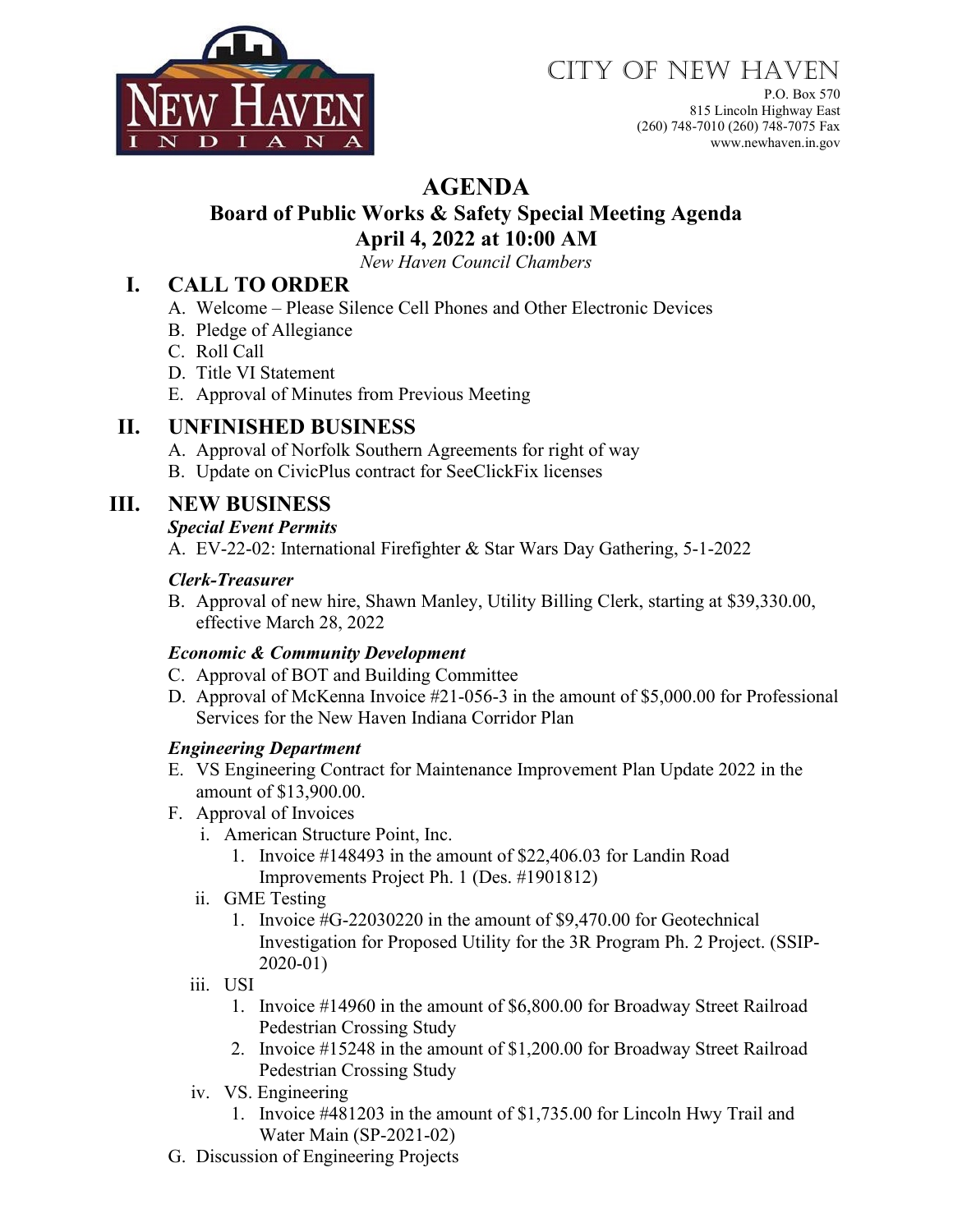CITY OF NEW HAVEN
P.O. Box 570
815 Lincoln Highway East
(260) 748-7010 (260) 748-7075 Fax
www.newhaven.in.gov

# AGENDA

## Board of Public Works & Safety Special Meeting Agenda

## April 4, 2022 at 10:00 AM

*New Haven Council Chambers*

## I. CALL TO ORDER

A. Welcome – Please Silence Cell Phones and Other Electronic Devices
B. Pledge of Allegiance
C. Roll Call
D. Title VI Statement
E. Approval of Minutes from Previous Meeting

## II. UNFINISHED BUSINESS

A. Approval of Norfolk Southern Agreements for right of way
B. Update on CivicPlus contract for SeeClickFix licenses

## III. NEW BUSINESS

***Special Event Permits***

A. EV-22-02: International Firefighter & Star Wars Day Gathering, 5-1-2022

***Clerk-Treasurer***

B. Approval of new hire, Shawn Manley, Utility Billing Clerk, starting at $39,330.00, effective March 28, 2022

***Economic & Community Development***

C. Approval of BOT and Building Committee
D. Approval of McKenna Invoice #21-056-3 in the amount of $5,000.00 for Professional Services for the New Haven Indiana Corridor Plan

***Engineering Department***

E. VS Engineering Contract for Maintenance Improvement Plan Update 2022 in the amount of $13,900.00.
F. Approval of Invoices
   i. American Structure Point, Inc.
      1. Invoice #148493 in the amount of $22,406.03 for Landin Road Improvements Project Ph. 1 (Des. #1901812)
   ii. GME Testing
      1. Invoice #G-22030220 in the amount of $9,470.00 for Geotechnical Investigation for Proposed Utility for the 3R Program Ph. 2 Project. (SSIP-2020-01)
   iii. USI
      1. Invoice #14960 in the amount of $6,800.00 for Broadway Street Railroad Pedestrian Crossing Study
      2. Invoice #15248 in the amount of $1,200.00 for Broadway Street Railroad Pedestrian Crossing Study
   iv. VS. Engineering
      1. Invoice #481203 in the amount of $1,735.00 for Lincoln Hwy Trail and Water Main (SP-2021-02)

G. Discussion of Engineering Projects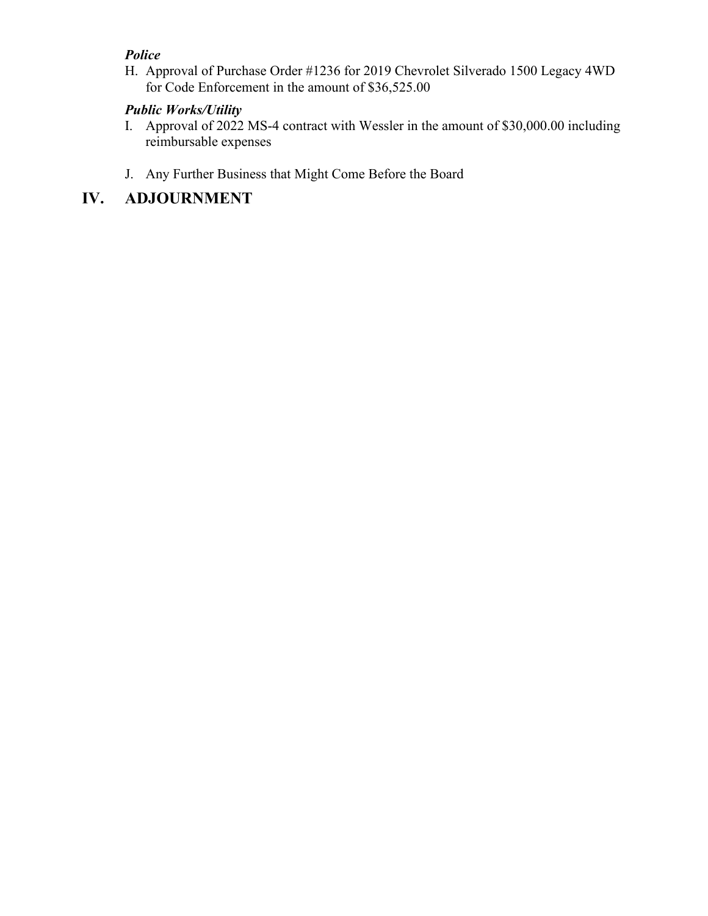***Police***

H. Approval of Purchase Order #1236 for 2019 Chevrolet Silverado 1500 Legacy 4WD for Code Enforcement in the amount of $36,525.00

***Public Works/Utility***

I. Approval of 2022 MS-4 contract with Wessler in the amount of $30,000.00 including reimbursable expenses

J. Any Further Business that Might Come Before the Board

## IV. ADJOURNMENT